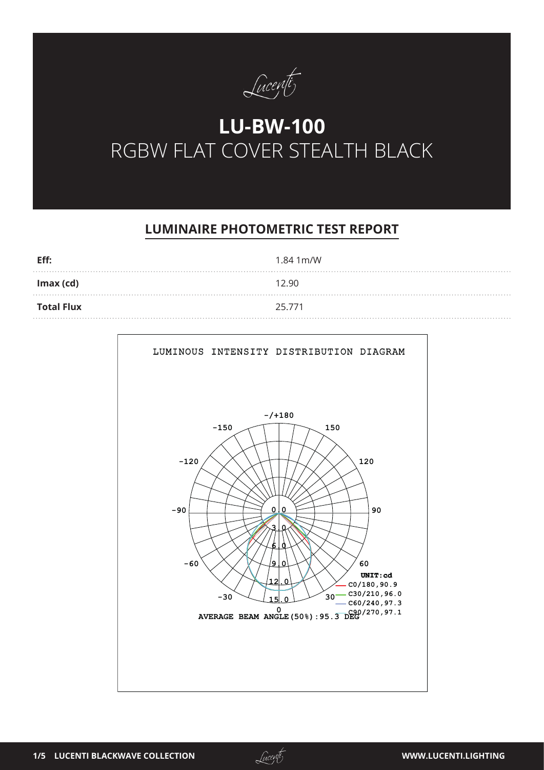Lucenti

# LU-BW-100

RGBW FLAT COVER STEALTH BLACK

## LUMINAIRE PHOTOMETRIC TEST REPORT

| | |
|---|---|
| **Eff:** | 1.84 1m/W |
| **Imax (cd)** | 12.90 |
| **Total Flux** | 25.771 |

LUMINOUS INTENSITY DISTRIBUTION DIAGRAM

UNIT:cd

C0/180,90.9
C30/210,96.0
C60/240,97.3
C90/270,97.1

AVERAGE BEAM ANGLE(50%):95.3 DEG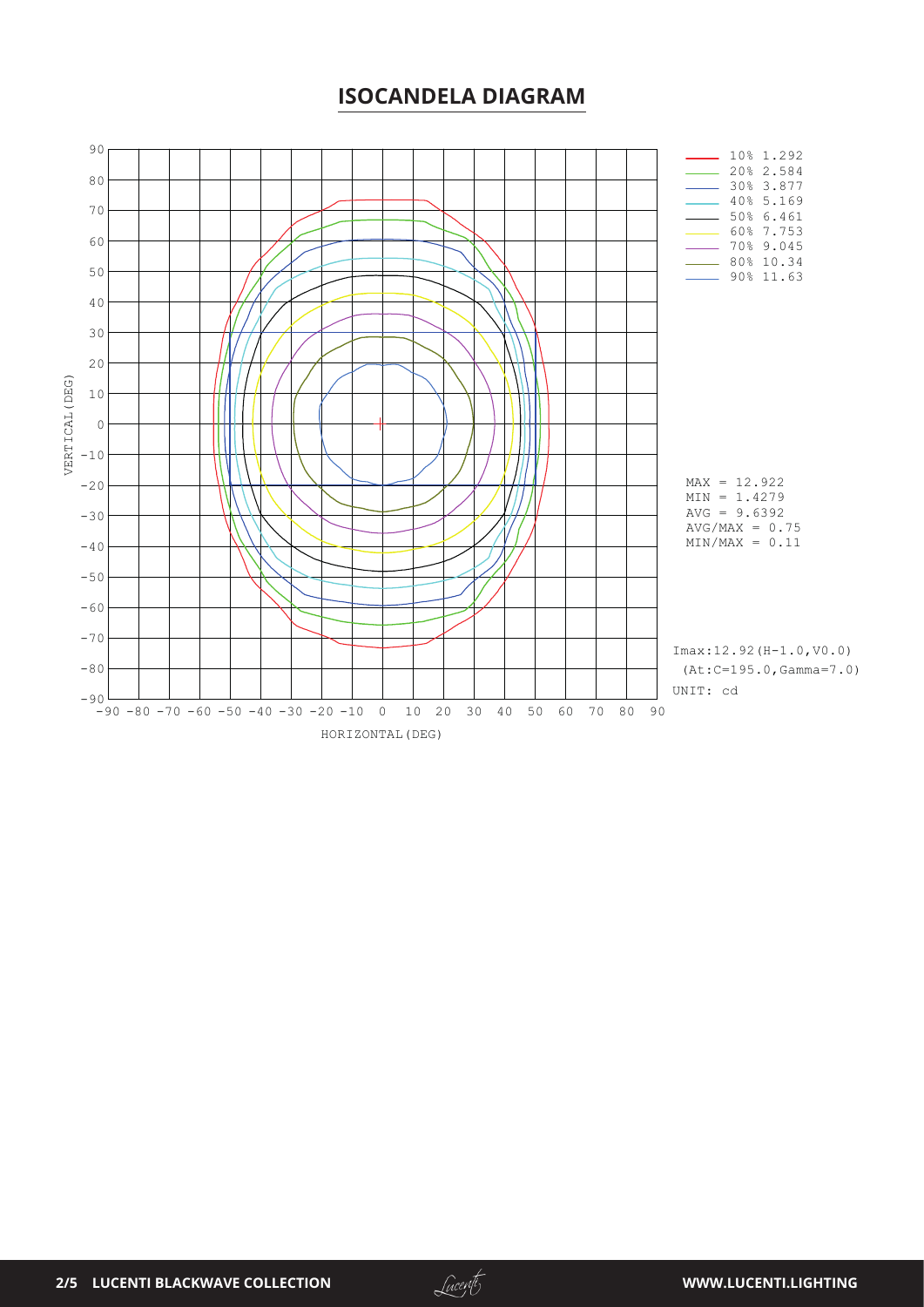# ISOCANDELA DIAGRAM

| Level | Value (cd) |
|---|---|
| 10% | 1.292 |
| 20% | 2.584 |
| 30% | 3.877 |
| 40% | 5.169 |
| 50% | 6.461 |
| 60% | 7.753 |
| 70% | 9.045 |
| 80% | 10.34 |
| 90% | 11.63 |

VERTICAL(DEG)

HORIZONTAL(DEG)

MAX = 12.922
MIN = 1.4279
AVG = 9.6392
AVG/MAX = 0.75
MIN/MAX = 0.11

Imax:12.92(H-1.0,V0.0)
(At:C=195.0,Gamma=7.0)
UNIT: cd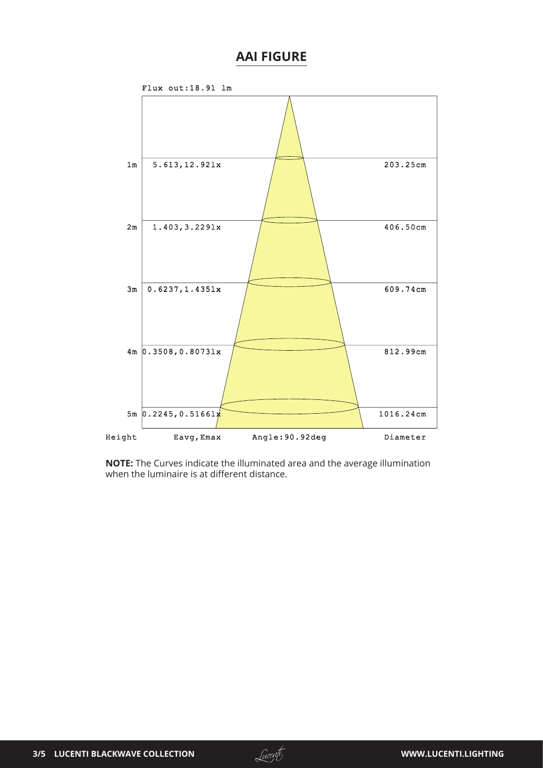## AAI FIGURE

Flux out:18.91 lm

| Height | Eavg,Emax | Diameter |
|---|---|---|
| 1m | 5.613,12.92lx | 203.25cm |
| 2m | 1.403,3.229lx | 406.50cm |
| 3m | 0.6237,1.435lx | 609.74cm |
| 4m | 0.3508,0.8073lx | 812.99cm |
| 5m | 0.2245,0.5166lx | 1016.24cm |

Angle:90.92deg

**NOTE:** The Curves indicate the illuminated area and the average illumination when the luminaire is at different distance.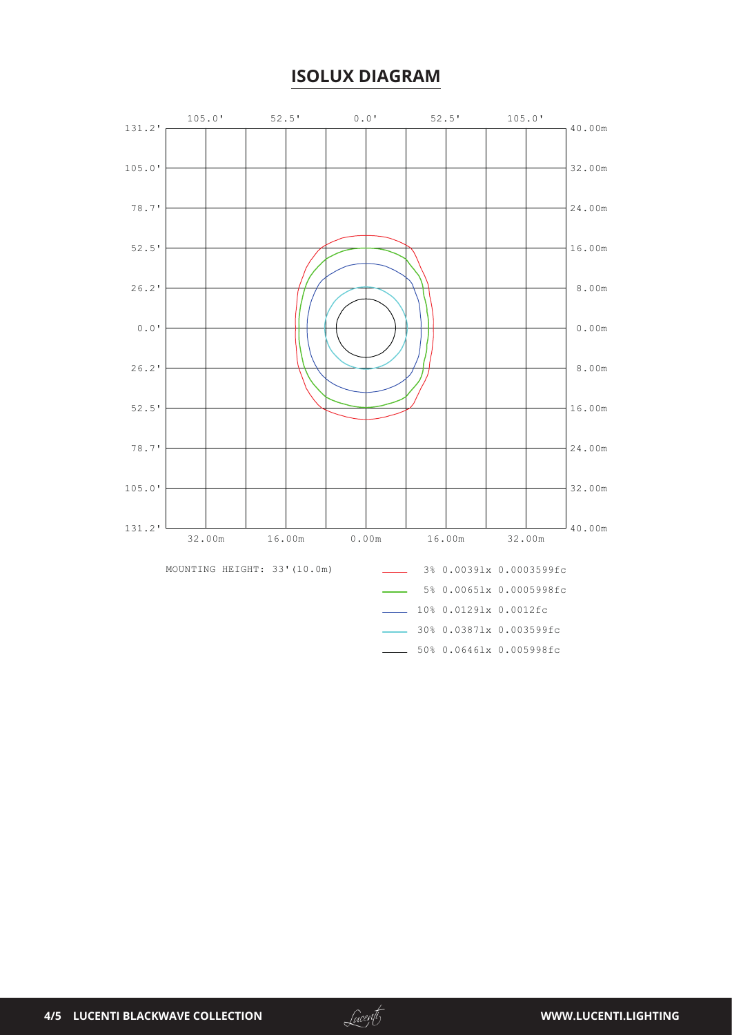# ISOLUX DIAGRAM

MOUNTING HEIGHT: 33'(10.0m)

- 3% 0.0039lx 0.0003599fc
- 5% 0.0065lx 0.0005998fc
- 10% 0.0129lx 0.0012fc
- 30% 0.0387lx 0.003599fc
- 50% 0.0646lx 0.005998fc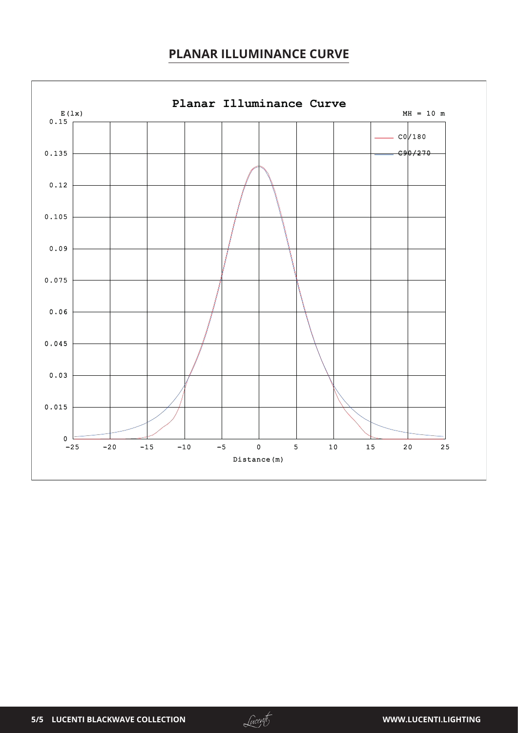## PLANAR ILLUMINANCE CURVE

Planar Illuminance Curve

E(lx)

MH = 10 m

C0/180

C90/270

0.15
0.135
0.12
0.105
0.09
0.075
0.06
0.045
0.03
0.015
0

-25 -20 -15 -10 -5 0 5 10 15 20 25

Distance(m)